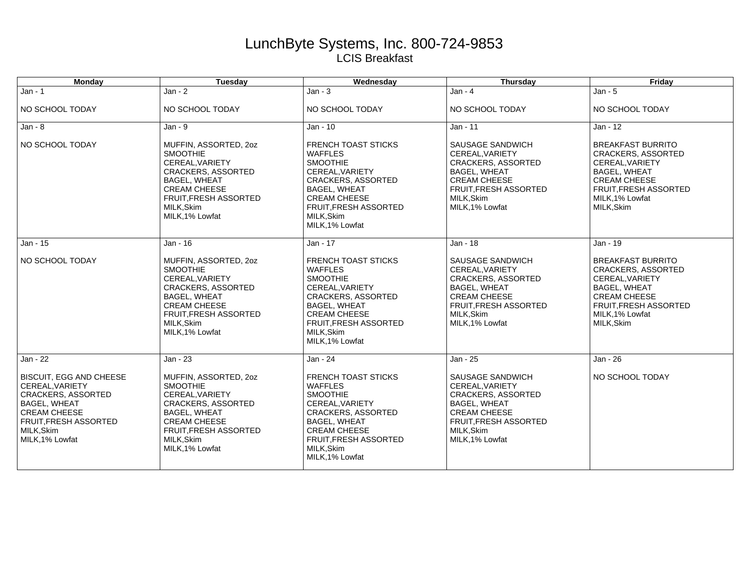# LunchByte Systems, Inc. 800-724-9853

## LCIS Breakfast

| Monday | Tuesday | Wednesday | Thursday | Friday |
|---|---|---|---|---|
| Jan - 1<br><br>NO SCHOOL TODAY | Jan - 2<br><br>NO SCHOOL TODAY | Jan - 3<br><br>NO SCHOOL TODAY | Jan - 4<br><br>NO SCHOOL TODAY | Jan - 5<br><br>NO SCHOOL TODAY |
| Jan - 8<br><br>NO SCHOOL TODAY | Jan - 9<br><br>MUFFIN, ASSORTED, 2oz<br>SMOOTHIE<br>CEREAL,VARIETY<br>CRACKERS, ASSORTED<br>BAGEL, WHEAT<br>CREAM CHEESE<br>FRUIT,FRESH ASSORTED<br>MILK,Skim<br>MILK,1% Lowfat | Jan - 10<br><br>FRENCH TOAST STICKS<br>WAFFLES<br>SMOOTHIE<br>CEREAL,VARIETY<br>CRACKERS, ASSORTED<br>BAGEL, WHEAT<br>CREAM CHEESE<br>FRUIT,FRESH ASSORTED<br>MILK,Skim<br>MILK,1% Lowfat | Jan - 11<br><br>SAUSAGE SANDWICH<br>CEREAL,VARIETY<br>CRACKERS, ASSORTED<br>BAGEL, WHEAT<br>CREAM CHEESE<br>FRUIT,FRESH ASSORTED<br>MILK,Skim<br>MILK,1% Lowfat | Jan - 12<br><br>BREAKFAST BURRITO<br>CRACKERS, ASSORTED<br>CEREAL,VARIETY<br>BAGEL, WHEAT<br>CREAM CHEESE<br>FRUIT,FRESH ASSORTED<br>MILK,1% Lowfat<br>MILK,Skim |
| Jan - 15<br><br>NO SCHOOL TODAY | Jan - 16<br><br>MUFFIN, ASSORTED, 2oz<br>SMOOTHIE<br>CEREAL,VARIETY<br>CRACKERS, ASSORTED<br>BAGEL, WHEAT<br>CREAM CHEESE<br>FRUIT,FRESH ASSORTED<br>MILK,Skim<br>MILK,1% Lowfat | Jan - 17<br><br>FRENCH TOAST STICKS<br>WAFFLES<br>SMOOTHIE<br>CEREAL,VARIETY<br>CRACKERS, ASSORTED<br>BAGEL, WHEAT<br>CREAM CHEESE<br>FRUIT,FRESH ASSORTED<br>MILK,Skim<br>MILK,1% Lowfat | Jan - 18<br><br>SAUSAGE SANDWICH<br>CEREAL,VARIETY<br>CRACKERS, ASSORTED<br>BAGEL, WHEAT<br>CREAM CHEESE<br>FRUIT,FRESH ASSORTED<br>MILK,Skim<br>MILK,1% Lowfat | Jan - 19<br><br>BREAKFAST BURRITO<br>CRACKERS, ASSORTED<br>CEREAL,VARIETY<br>BAGEL, WHEAT<br>CREAM CHEESE<br>FRUIT,FRESH ASSORTED<br>MILK,1% Lowfat<br>MILK,Skim |
| Jan - 22<br><br>BISCUIT, EGG AND CHEESE<br>CEREAL,VARIETY<br>CRACKERS, ASSORTED<br>BAGEL, WHEAT<br>CREAM CHEESE<br>FRUIT,FRESH ASSORTED<br>MILK,Skim<br>MILK,1% Lowfat | Jan - 23<br><br>MUFFIN, ASSORTED, 2oz<br>SMOOTHIE<br>CEREAL,VARIETY<br>CRACKERS, ASSORTED<br>BAGEL, WHEAT<br>CREAM CHEESE<br>FRUIT,FRESH ASSORTED<br>MILK,Skim<br>MILK,1% Lowfat | Jan - 24<br><br>FRENCH TOAST STICKS<br>WAFFLES<br>SMOOTHIE<br>CEREAL,VARIETY<br>CRACKERS, ASSORTED<br>BAGEL, WHEAT<br>CREAM CHEESE<br>FRUIT,FRESH ASSORTED<br>MILK,Skim<br>MILK,1% Lowfat | Jan - 25<br><br>SAUSAGE SANDWICH<br>CEREAL,VARIETY<br>CRACKERS, ASSORTED<br>BAGEL, WHEAT<br>CREAM CHEESE<br>FRUIT,FRESH ASSORTED<br>MILK,Skim<br>MILK,1% Lowfat | Jan - 26<br><br>NO SCHOOL TODAY |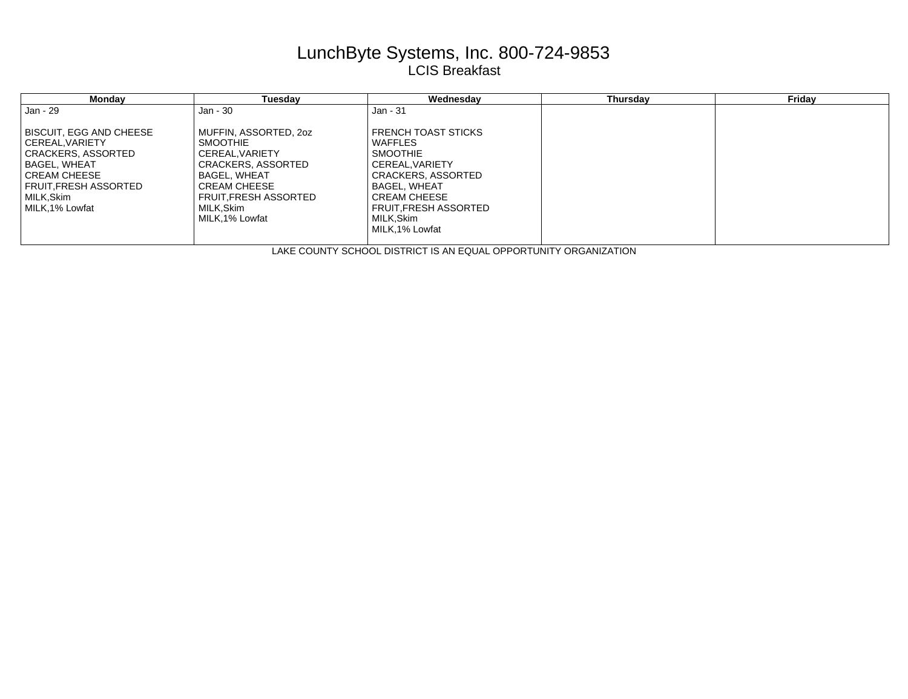# LunchByte Systems, Inc. 800-724-9853

## LCIS Breakfast

| Monday | Tuesday | Wednesday | Thursday | Friday |
|---|---|---|---|---|
| Jan - 29<br><br>BISCUIT, EGG AND CHEESE<br>CEREAL,VARIETY<br>CRACKERS, ASSORTED<br>BAGEL, WHEAT<br>CREAM CHEESE<br>FRUIT,FRESH ASSORTED<br>MILK,Skim<br>MILK,1% Lowfat | Jan - 30<br><br>MUFFIN, ASSORTED, 2oz<br>SMOOTHIE<br>CEREAL,VARIETY<br>CRACKERS, ASSORTED<br>BAGEL, WHEAT<br>CREAM CHEESE<br>FRUIT,FRESH ASSORTED<br>MILK,Skim<br>MILK,1% Lowfat | Jan - 31<br><br>FRENCH TOAST STICKS<br>WAFFLES<br>SMOOTHIE<br>CEREAL,VARIETY<br>CRACKERS, ASSORTED<br>BAGEL, WHEAT<br>CREAM CHEESE<br>FRUIT,FRESH ASSORTED<br>MILK,Skim<br>MILK,1% Lowfat | | |

LAKE COUNTY SCHOOL DISTRICT IS AN EQUAL OPPORTUNITY ORGANIZATION